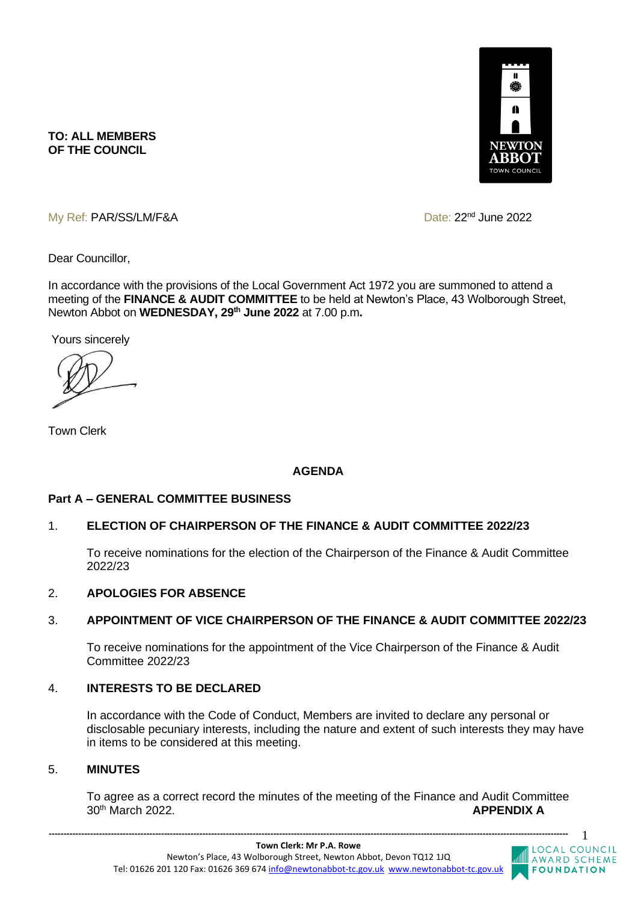**TO: ALL MEMBERS OF THE COUNCIL**

My Ref: PAR/SS/LM/F&A

Date: 22nd June 2022

Dear Councillor,

In accordance with the provisions of the Local Government Act 1972 you are summoned to attend a meeting of the **FINANCE & AUDIT COMMITTEE** to be held at Newton's Place, 43 Wolborough Street, Newton Abbot on **WEDNESDAY, 29th June 2022** at 7.00 p.m**.**

Yours sincerely

Town Clerk

## AGENDA

### Part A – GENERAL COMMITTEE BUSINESS

1. **ELECTION OF CHAIRPERSON OF THE FINANCE & AUDIT COMMITTEE 2022/23**

   To receive nominations for the election of the Chairperson of the Finance & Audit Committee 2022/23

2. **APOLOGIES FOR ABSENCE**

3. **APPOINTMENT OF VICE CHAIRPERSON OF THE FINANCE & AUDIT COMMITTEE 2022/23**

   To receive nominations for the appointment of the Vice Chairperson of the Finance & Audit Committee 2022/23

4. **INTERESTS TO BE DECLARED**

   In accordance with the Code of Conduct, Members are invited to declare any personal or disclosable pecuniary interests, including the nature and extent of such interests they may have in items to be considered at this meeting.

5. **MINUTES**

   To agree as a correct record the minutes of the meeting of the Finance and Audit Committee 30th March 2022. **APPENDIX A**

**Town Clerk: Mr P.A. Rowe**
Newton's Place, 43 Wolborough Street, Newton Abbot, Devon TQ12 1JQ
Tel: 01626 201 120 Fax: 01626 369 674 info@newtonabbot-tc.gov.uk www.newtonabbot-tc.gov.uk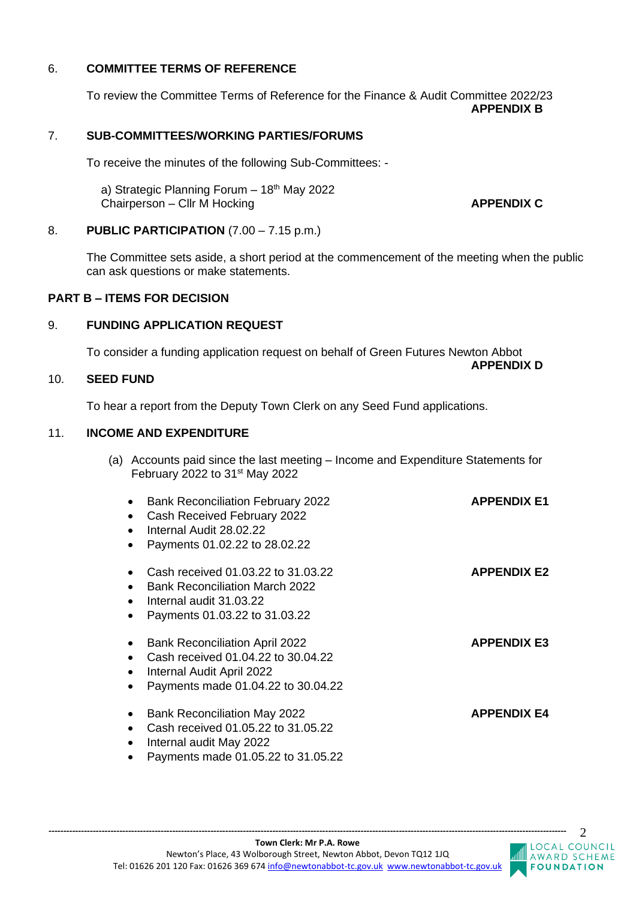6. **COMMITTEE TERMS OF REFERENCE**

To review the Committee Terms of Reference for the Finance & Audit Committee 2022/23
**APPENDIX B**

7. **SUB-COMMITTEES/WORKING PARTIES/FORUMS**

To receive the minutes of the following Sub-Committees: -

a) Strategic Planning Forum – 18th May 2022
Chairperson – Cllr M Hocking **APPENDIX C**

8. **PUBLIC PARTICIPATION** (7.00 – 7.15 p.m.)

The Committee sets aside, a short period at the commencement of the meeting when the public can ask questions or make statements.

**PART B – ITEMS FOR DECISION**

9. **FUNDING APPLICATION REQUEST**

To consider a funding application request on behalf of Green Futures Newton Abbot
**APPENDIX D**

10. **SEED FUND**

To hear a report from the Deputy Town Clerk on any Seed Fund applications.

11. **INCOME AND EXPENDITURE**

(a) Accounts paid since the last meeting – Income and Expenditure Statements for February 2022 to 31st May 2022

- Bank Reconciliation February 2022 **APPENDIX E1**
- Cash Received February 2022
- Internal Audit 28.02.22
- Payments 01.02.22 to 28.02.22

- Cash received 01.03.22 to 31.03.22 **APPENDIX E2**
- Bank Reconciliation March 2022
- Internal audit 31.03.22
- Payments 01.03.22 to 31.03.22

- Bank Reconciliation April 2022 **APPENDIX E3**
- Cash received 01.04.22 to 30.04.22
- Internal Audit April 2022
- Payments made 01.04.22 to 30.04.22

- Bank Reconciliation May 2022 **APPENDIX E4**
- Cash received 01.05.22 to 31.05.22
- Internal audit May 2022
- Payments made 01.05.22 to 31.05.22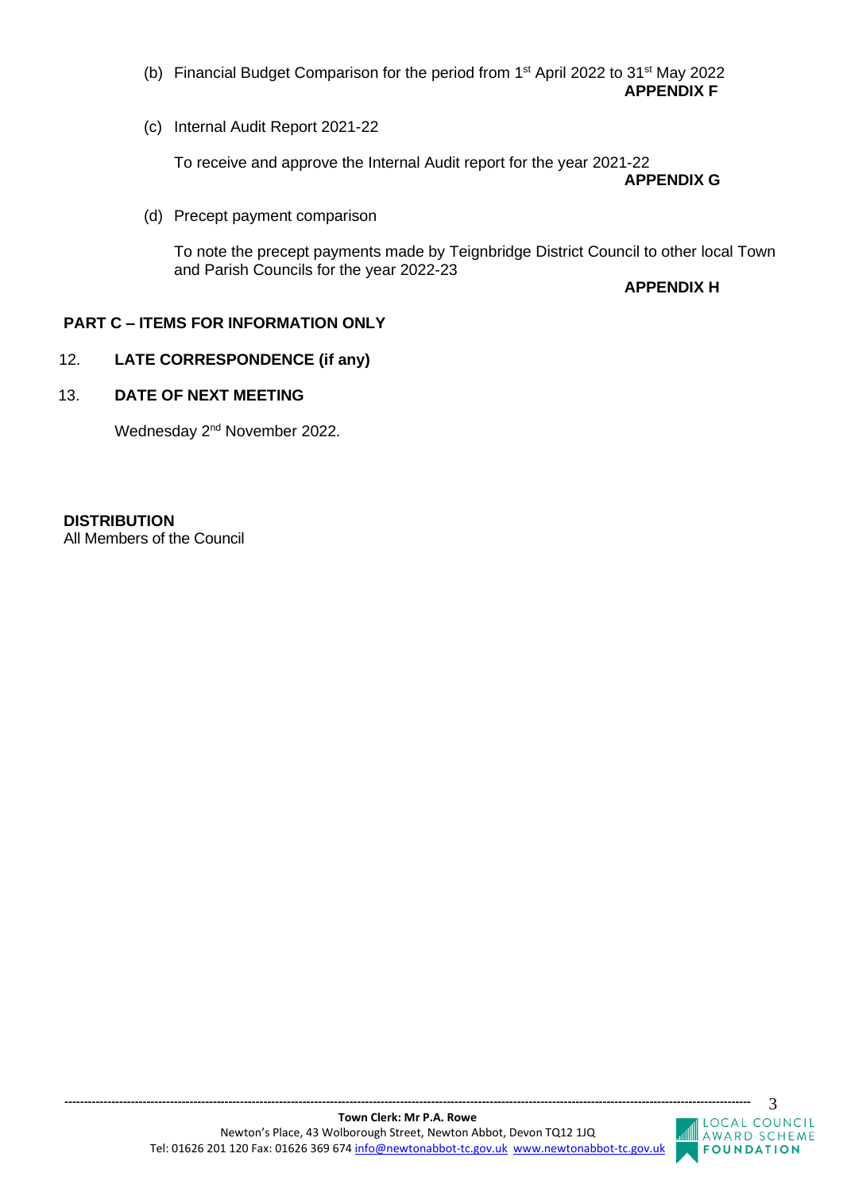(b) Financial Budget Comparison for the period from 1st April 2022 to 31st May 2022
**APPENDIX F**

(c) Internal Audit Report 2021-22

To receive and approve the Internal Audit report for the year 2021-22
**APPENDIX G**

(d) Precept payment comparison

To note the precept payments made by Teignbridge District Council to other local Town and Parish Councils for the year 2022-23
**APPENDIX H**

**PART C – ITEMS FOR INFORMATION ONLY**

12. **LATE CORRESPONDENCE (if any)**

13. **DATE OF NEXT MEETING**

Wednesday 2nd November 2022.

**DISTRIBUTION**
All Members of the Council

**Town Clerk: Mr P.A. Rowe**
Newton's Place, 43 Wolborough Street, Newton Abbot, Devon TQ12 1JQ
Tel: 01626 201 120 Fax: 01626 369 674 info@newtonabbot-tc.gov.uk www.newtonabbot-tc.gov.uk

LOCAL COUNCIL AWARD SCHEME FOUNDATION